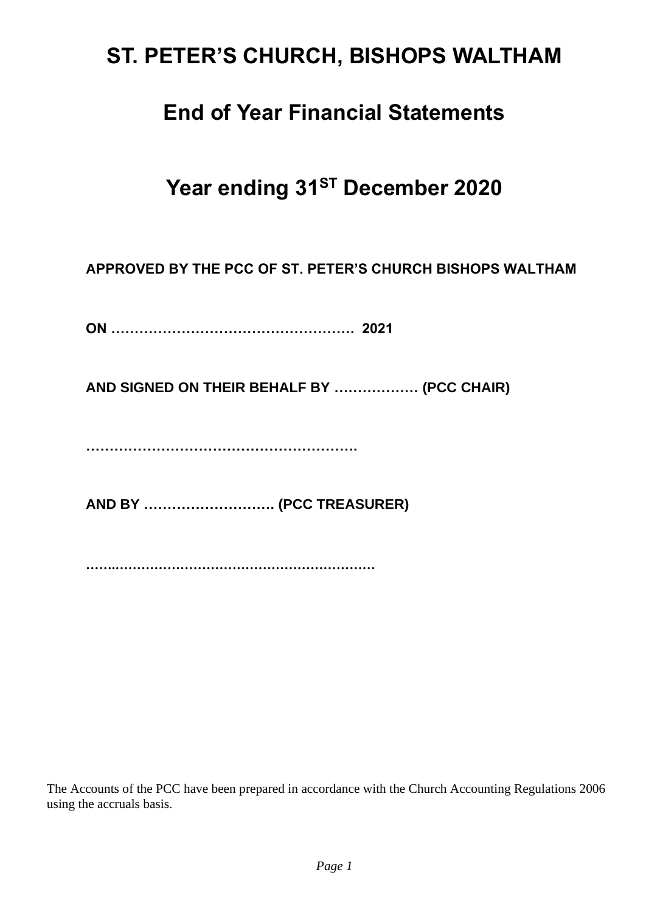# ST. PETER'S CHURCH, BISHOPS WALTHAM

## End of Year Financial Statements

## Year ending 31ST December 2020

**APPROVED BY THE PCC OF ST. PETER'S CHURCH BISHOPS WALTHAM**

**ON ……………………………………………. 2021**

**AND SIGNED ON THEIR BEHALF BY ……………… (PCC CHAIR)**

**………………………………………………….**

**AND BY ………………………. (PCC TREASURER)**

**…….……………………………………………………**

The Accounts of the PCC have been prepared in accordance with the Church Accounting Regulations 2006 using the accruals basis.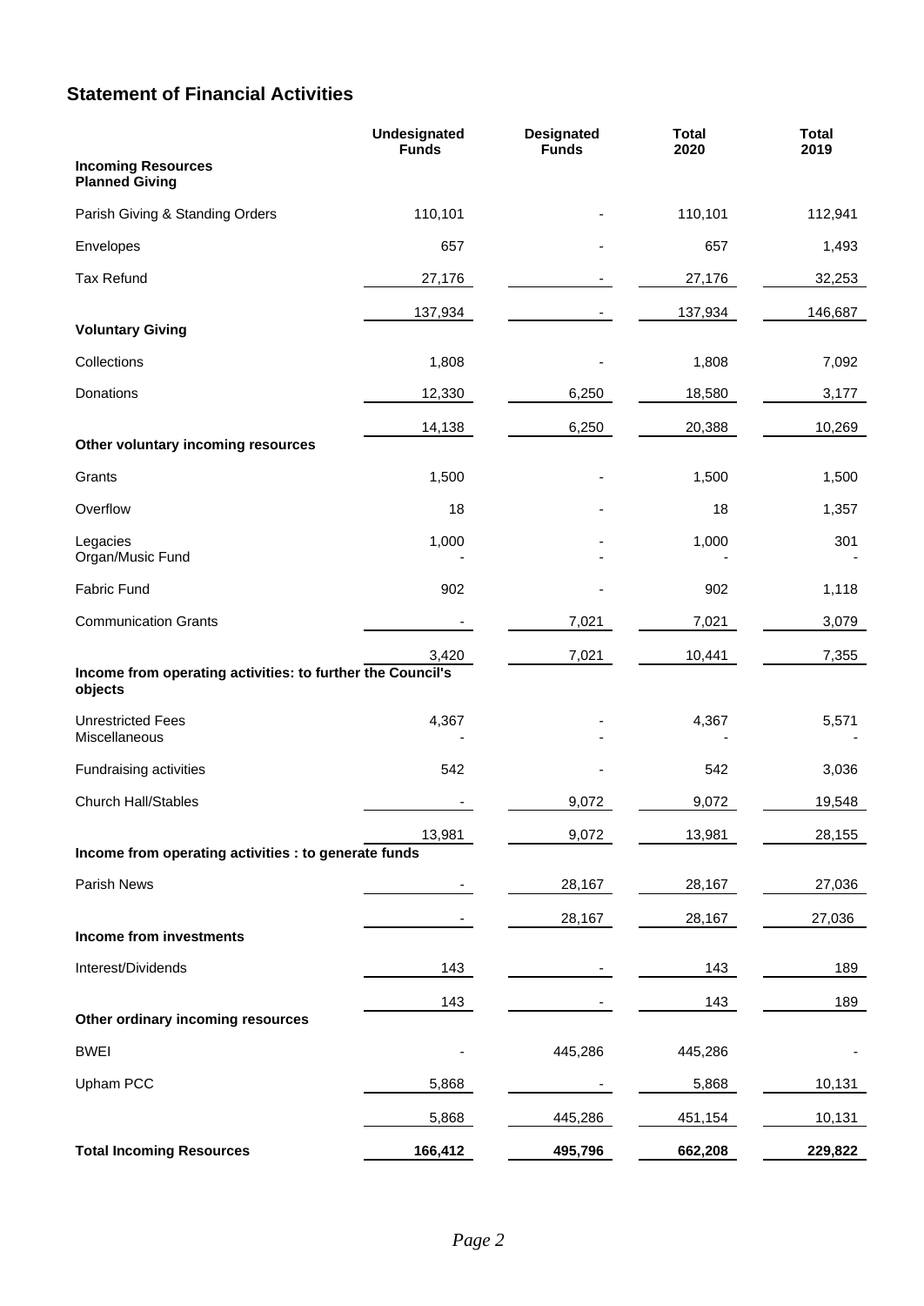## Statement of Financial Activities

| | Undesignated Funds | Designated Funds | Total 2020 | Total 2019 |
|---|---|---|---|---|
| **Incoming Resources** | | | | |
| **Planned Giving** | | | | |
| Parish Giving & Standing Orders | 110,101 | - | 110,101 | 112,941 |
| Envelopes | 657 | - | 657 | 1,493 |
| Tax Refund | 27,176 | - | 27,176 | 32,253 |
| | 137,934 | - | 137,934 | 146,687 |
| **Voluntary Giving** | | | | |
| Collections | 1,808 | - | 1,808 | 7,092 |
| Donations | 12,330 | 6,250 | 18,580 | 3,177 |
| | 14,138 | 6,250 | 20,388 | 10,269 |
| **Other voluntary incoming resources** | | | | |
| Grants | 1,500 | - | 1,500 | 1,500 |
| Overflow | 18 | - | 18 | 1,357 |
| Legacies | 1,000 | - | 1,000 | 301 |
| Organ/Music Fund | - | - | - | - |
| Fabric Fund | 902 | - | 902 | 1,118 |
| Communication Grants | - | 7,021 | 7,021 | 3,079 |
| | 3,420 | 7,021 | 10,441 | 7,355 |
| **Income from operating activities: to further the Council's objects** | | | | |
| Unrestricted Fees | 4,367 | - | 4,367 | 5,571 |
| Miscellaneous | - | - | - | - |
| Fundraising activities | 542 | - | 542 | 3,036 |
| Church Hall/Stables | - | 9,072 | 9,072 | 19,548 |
| | 13,981 | 9,072 | 13,981 | 28,155 |
| **Income from operating activities : to generate funds** | | | | |
| Parish News | - | 28,167 | 28,167 | 27,036 |
| | - | 28,167 | 28,167 | 27,036 |
| **Income from investments** | | | | |
| Interest/Dividends | 143 | - | 143 | 189 |
| | 143 | - | 143 | 189 |
| **Other ordinary incoming resources** | | | | |
| BWEI | - | 445,286 | 445,286 | - |
| Upham PCC | 5,868 | - | 5,868 | 10,131 |
| | 5,868 | 445,286 | 451,154 | 10,131 |
| **Total Incoming Resources** | **166,412** | **495,796** | **662,208** | **229,822** |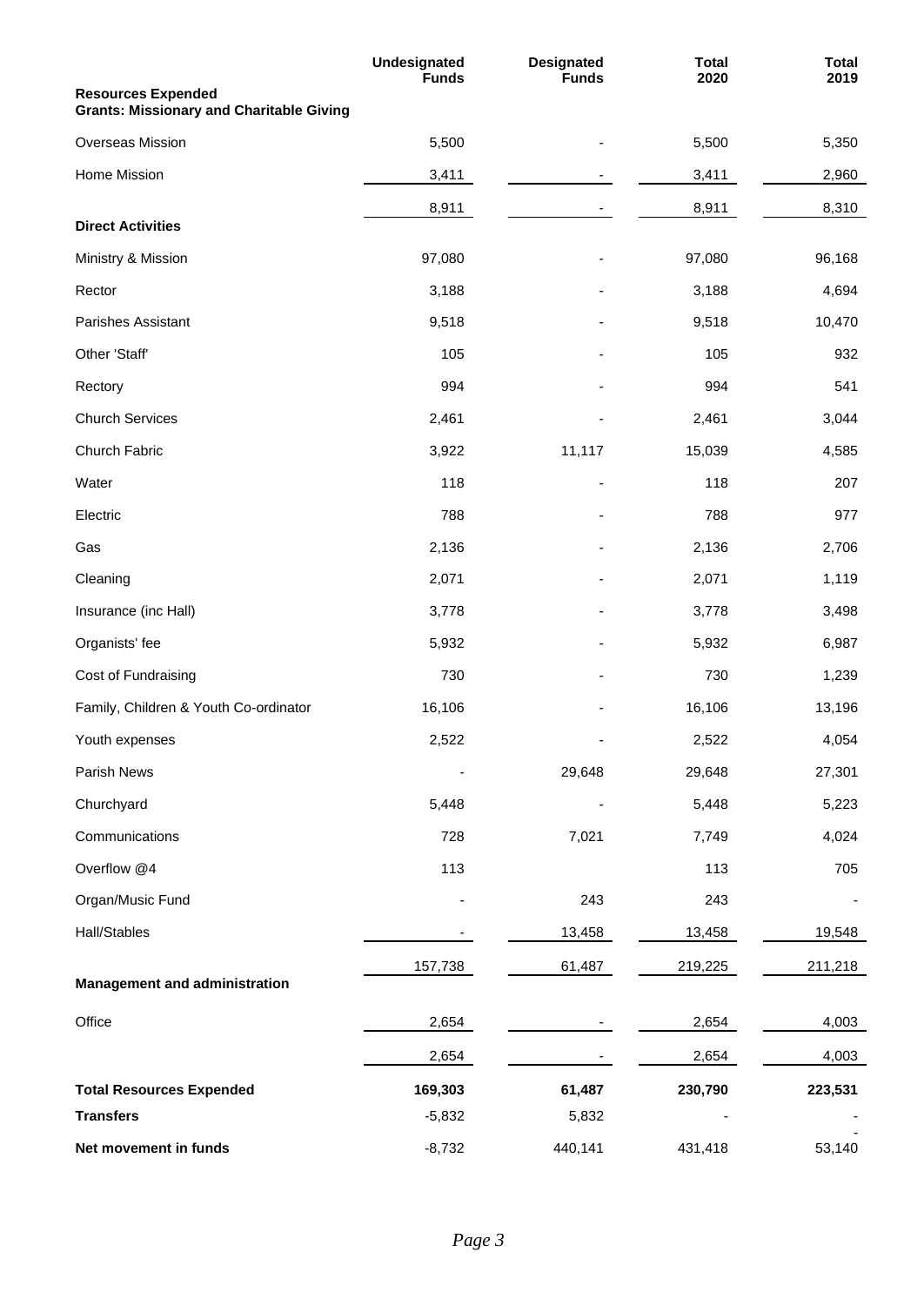| | Undesignated Funds | Designated Funds | Total 2020 | Total 2019 |
|---|---|---|---|---|
| **Resources Expended** | | | | |
| **Grants: Missionary and Charitable Giving** | | | | |
| Overseas Mission | 5,500 | - | 5,500 | 5,350 |
| Home Mission | 3,411 | - | 3,411 | 2,960 |
| | 8,911 | - | 8,911 | 8,310 |
| **Direct Activities** | | | | |
| Ministry & Mission | 97,080 | - | 97,080 | 96,168 |
| Rector | 3,188 | - | 3,188 | 4,694 |
| Parishes Assistant | 9,518 | - | 9,518 | 10,470 |
| Other 'Staff' | 105 | - | 105 | 932 |
| Rectory | 994 | - | 994 | 541 |
| Church Services | 2,461 | - | 2,461 | 3,044 |
| Church Fabric | 3,922 | 11,117 | 15,039 | 4,585 |
| Water | 118 | - | 118 | 207 |
| Electric | 788 | - | 788 | 977 |
| Gas | 2,136 | - | 2,136 | 2,706 |
| Cleaning | 2,071 | - | 2,071 | 1,119 |
| Insurance (inc Hall) | 3,778 | - | 3,778 | 3,498 |
| Organists' fee | 5,932 | - | 5,932 | 6,987 |
| Cost of Fundraising | 730 | - | 730 | 1,239 |
| Family, Children & Youth Co-ordinator | 16,106 | - | 16,106 | 13,196 |
| Youth expenses | 2,522 | - | 2,522 | 4,054 |
| Parish News | - | 29,648 | 29,648 | 27,301 |
| Churchyard | 5,448 | - | 5,448 | 5,223 |
| Communications | 728 | 7,021 | 7,749 | 4,024 |
| Overflow @4 | 113 | | 113 | 705 |
| Organ/Music Fund | - | 243 | 243 | - |
| Hall/Stables | - | 13,458 | 13,458 | 19,548 |
| | 157,738 | 61,487 | 219,225 | 211,218 |
| **Management and administration** | | | | |
| Office | 2,654 | - | 2,654 | 4,003 |
| | 2,654 | - | 2,654 | 4,003 |
| **Total Resources Expended** | **169,303** | **61,487** | **230,790** | **223,531** |
| **Transfers** | -5,832 | 5,832 | - | - |
| **Net movement in funds** | -8,732 | 440,141 | 431,418 | -53,140 |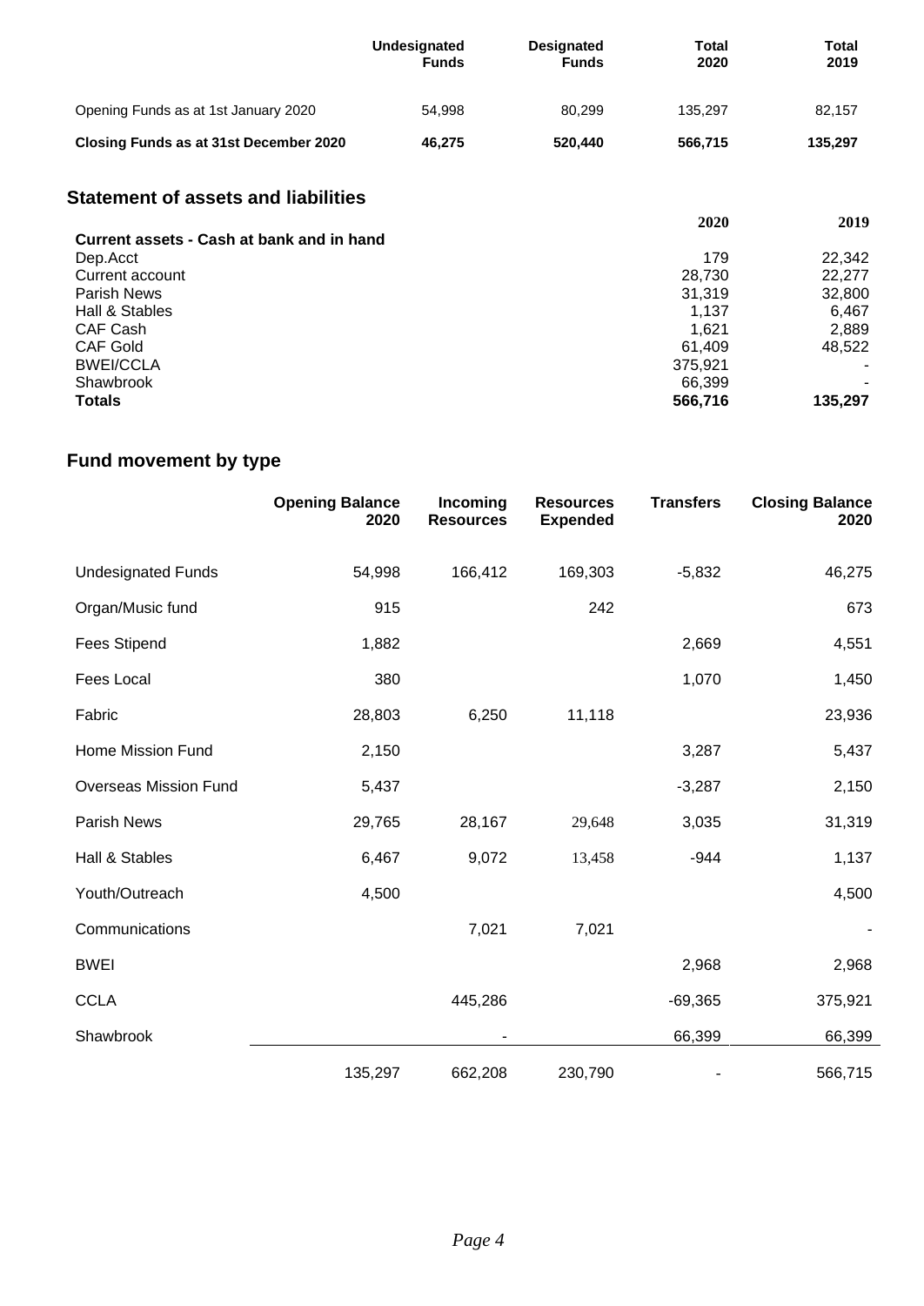| | Undesignated Funds | Designated Funds | Total 2020 | Total 2019 |
|---|---|---|---|---|
| Opening Funds as at 1st January 2020 | 54,998 | 80,299 | 135,297 | 82,157 |
| **Closing Funds as at 31st December 2020** | **46,275** | **520,440** | **566,715** | **135,297** |

## Statement of assets and liabilities

| | 2020 | 2019 |
|---|---|---|
| **Current assets - Cash at bank and in hand** | | |
| Dep.Acct | 179 | 22,342 |
| Current account | 28,730 | 22,277 |
| Parish News | 31,319 | 32,800 |
| Hall & Stables | 1,137 | 6,467 |
| CAF Cash | 1,621 | 2,889 |
| CAF Gold | 61,409 | 48,522 |
| BWEI/CCLA | 375,921 | - |
| Shawbrook | 66,399 | - |
| **Totals** | **566,716** | **135,297** |

## Fund movement by type

| | Opening Balance 2020 | Incoming Resources | Resources Expended | Transfers | Closing Balance 2020 |
|---|---|---|---|---|---|
| Undesignated Funds | 54,998 | 166,412 | 169,303 | -5,832 | 46,275 |
| Organ/Music fund | 915 | | 242 | | 673 |
| Fees Stipend | 1,882 | | | 2,669 | 4,551 |
| Fees Local | 380 | | | 1,070 | 1,450 |
| Fabric | 28,803 | 6,250 | 11,118 | | 23,936 |
| Home Mission Fund | 2,150 | | | 3,287 | 5,437 |
| Overseas Mission Fund | 5,437 | | | -3,287 | 2,150 |
| Parish News | 29,765 | 28,167 | 29,648 | 3,035 | 31,319 |
| Hall & Stables | 6,467 | 9,072 | 13,458 | -944 | 1,137 |
| Youth/Outreach | 4,500 | | | | 4,500 |
| Communications | | 7,021 | 7,021 | | - |
| BWEI | | | | 2,968 | 2,968 |
| CCLA | | 445,286 | | -69,365 | 375,921 |
| Shawbrook | | - | | 66,399 | 66,399 |
| | 135,297 | 662,208 | 230,790 | - | 566,715 |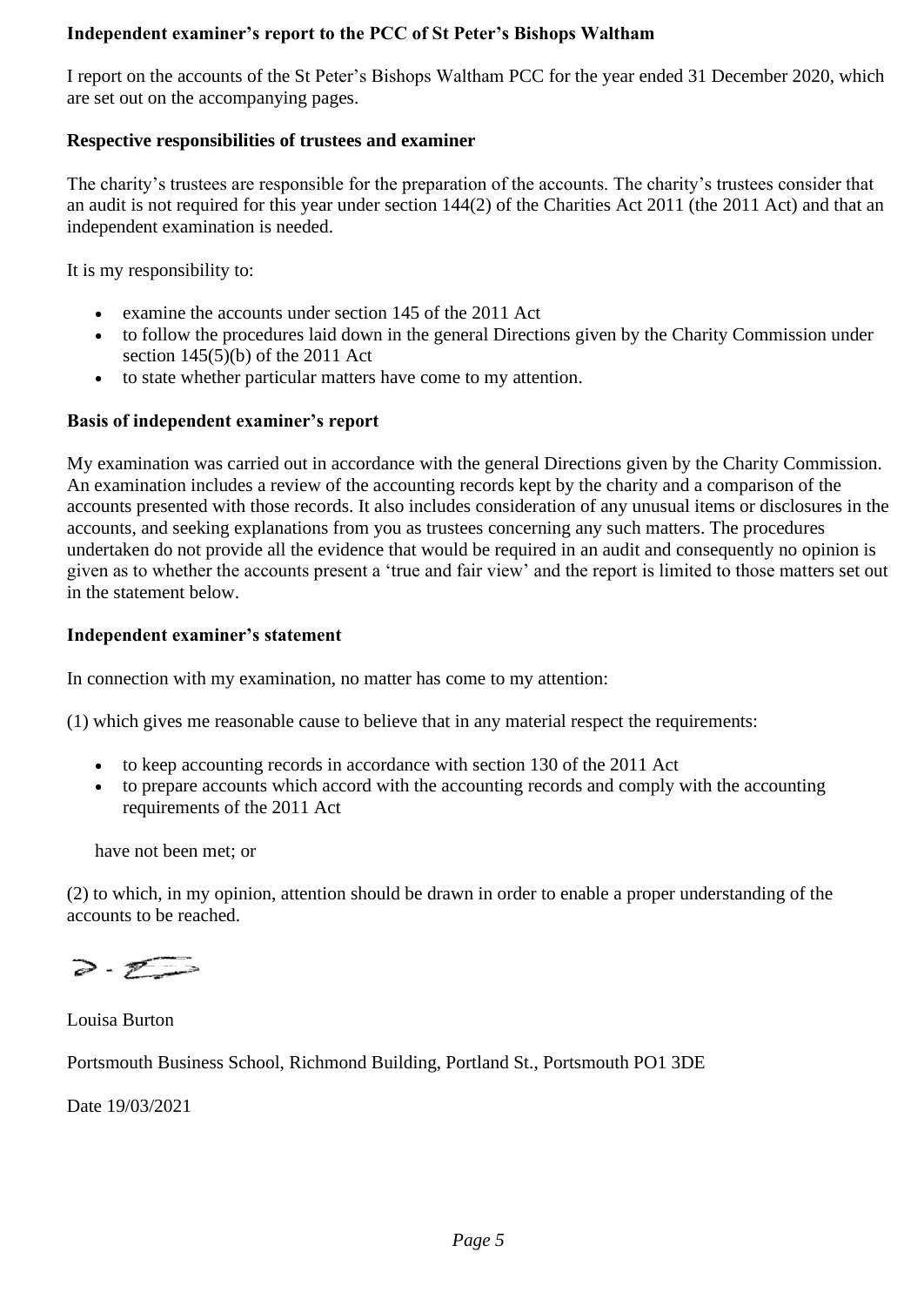**Independent examiner's report to the PCC of St Peter's Bishops Waltham**

I report on the accounts of the St Peter's Bishops Waltham PCC for the year ended 31 December 2020, which are set out on the accompanying pages.

**Respective responsibilities of trustees and examiner**

The charity's trustees are responsible for the preparation of the accounts. The charity's trustees consider that an audit is not required for this year under section 144(2) of the Charities Act 2011 (the 2011 Act) and that an independent examination is needed.

It is my responsibility to:

- examine the accounts under section 145 of the 2011 Act
- to follow the procedures laid down in the general Directions given by the Charity Commission under section 145(5)(b) of the 2011 Act
- to state whether particular matters have come to my attention.

**Basis of independent examiner's report**

My examination was carried out in accordance with the general Directions given by the Charity Commission. An examination includes a review of the accounting records kept by the charity and a comparison of the accounts presented with those records. It also includes consideration of any unusual items or disclosures in the accounts, and seeking explanations from you as trustees concerning any such matters. The procedures undertaken do not provide all the evidence that would be required in an audit and consequently no opinion is given as to whether the accounts present a 'true and fair view' and the report is limited to those matters set out in the statement below.

**Independent examiner's statement**

In connection with my examination, no matter has come to my attention:

(1) which gives me reasonable cause to believe that in any material respect the requirements:

- to keep accounting records in accordance with section 130 of the 2011 Act
- to prepare accounts which accord with the accounting records and comply with the accounting requirements of the 2011 Act

have not been met; or

(2) to which, in my opinion, attention should be drawn in order to enable a proper understanding of the accounts to be reached.

Louisa Burton

Portsmouth Business School, Richmond Building, Portland St., Portsmouth PO1 3DE

Date 19/03/2021